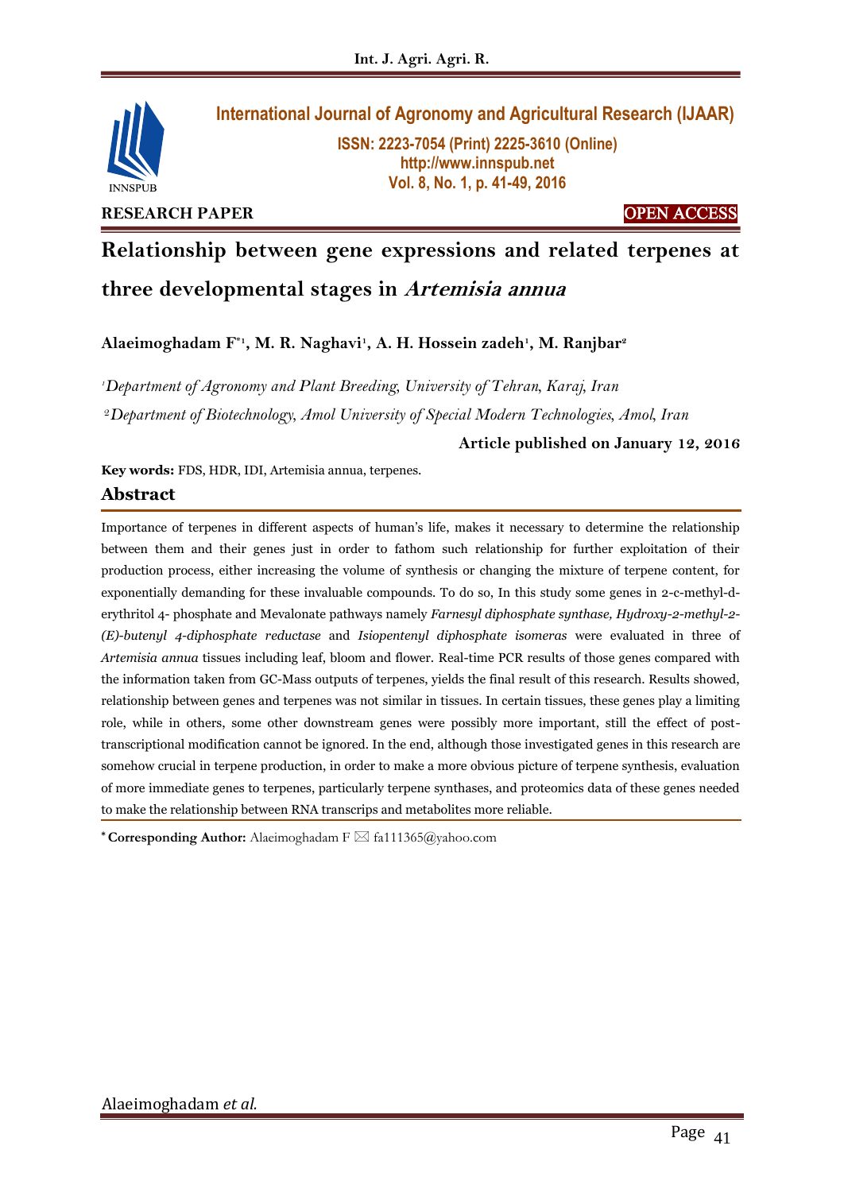RESEARCH PAPER

OPEN ACCESS

# Relationship between gene expressions and related terpenes at three developmental stages in *Artemisia annua*

**Alaeimoghadam F[*1], M. R. Naghavi[1], A. H. Hossein zadeh[1], M. Ranjbar[2]**

[1]*Department of Agronomy and Plant Breeding, University of Tehran, Karaj, Iran*

[2]*Department of Biotechnology, Amol University of Special Modern Technologies, Amol, Iran*

**Article published on January 12, 2016**

**Key words:** FDS, HDR, IDI, Artemisia annua, terpenes.

## Abstract

Importance of terpenes in different aspects of human's life, makes it necessary to determine the relationship between them and their genes just in order to fathom such relationship for further exploitation of their production process, either increasing the volume of synthesis or changing the mixture of terpene content, for exponentially demanding for these invaluable compounds. To do so, In this study some genes in 2-c-methyl-d-erythritol 4- phosphate and Mevalonate pathways namely *Farnesyl diphosphate synthase, Hydroxy-2-methyl-2-(E)-butenyl 4-diphosphate reductase* and *Isiopentenyl diphosphate isomeras* were evaluated in three of *Artemisia annua* tissues including leaf, bloom and flower. Real-time PCR results of those genes compared with the information taken from GC-Mass outputs of terpenes, yields the final result of this research. Results showed, relationship between genes and terpenes was not similar in tissues. In certain tissues, these genes play a limiting role, while in others, some other downstream genes were possibly more important, still the effect of post-transcriptional modification cannot be ignored. In the end, although those investigated genes in this research are somehow crucial in terpene production, in order to make a more obvious picture of terpene synthesis, evaluation of more immediate genes to terpenes, particularly terpene synthases, and proteomics data of these genes needed to make the relationship between RNA transcrips and metabolites more reliable.

**\* Corresponding Author:** Alaeimoghadam F ✉ fa111365@yahoo.com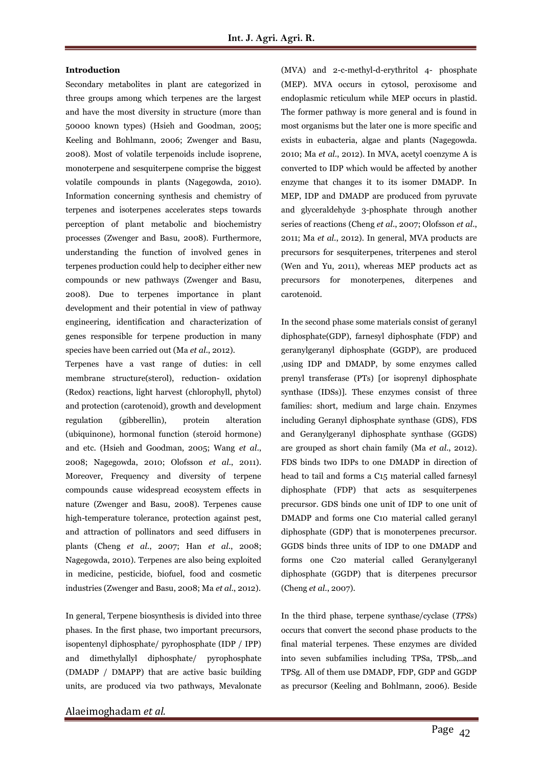## Introduction

Secondary metabolites in plant are categorized in three groups among which terpenes are the largest and have the most diversity in structure (more than 50000 known types) (Hsieh and Goodman, 2005; Keeling and Bohlmann, 2006; Zwenger and Basu, 2008). Most of volatile terpenoids include isoprene, monoterpene and sesquiterpene comprise the biggest volatile compounds in plants (Nagegowda, 2010). Information concerning synthesis and chemistry of terpenes and isoterpenes accelerates steps towards perception of plant metabolic and biochemistry processes (Zwenger and Basu, 2008). Furthermore, understanding the function of involved genes in terpenes production could help to decipher either new compounds or new pathways (Zwenger and Basu, 2008). Due to terpenes importance in plant development and their potential in view of pathway engineering, identification and characterization of genes responsible for terpene production in many species have been carried out (Ma *et al.*, 2012).

Terpenes have a vast range of duties: in cell membrane structure(sterol), reduction- oxidation (Redox) reactions, light harvest (chlorophyll, phytol) and protection (carotenoid), growth and development regulation (gibberellin), protein alteration (ubiquinone), hormonal function (steroid hormone) and etc. (Hsieh and Goodman, 2005; Wang *et al.*, 2008; Nagegowda, 2010; Olofsson *et al.*, 2011). Moreover, Frequency and diversity of terpene compounds cause widespread ecosystem effects in nature (Zwenger and Basu, 2008). Terpenes cause high-temperature tolerance, protection against pest, and attraction of pollinators and seed diffusers in plants (Cheng *et al.*, 2007; Han *et al.*, 2008; Nagegowda, 2010). Terpenes are also being exploited in medicine, pesticide, biofuel, food and cosmetic industries (Zwenger and Basu, 2008; Ma *et al.*, 2012).

In general, Terpene biosynthesis is divided into three phases. In the first phase, two important precursors, isopentenyl diphosphate/ pyrophosphate (IDP / IPP) and dimethylallyl diphosphate/ pyrophosphate (DMADP / DMAPP) that are active basic building units, are produced via two pathways, Mevalonate (MVA) and 2-c-methyl-d-erythritol 4- phosphate (MEP). MVA occurs in cytosol, peroxisome and endoplasmic reticulum while MEP occurs in plastid. The former pathway is more general and is found in most organisms but the later one is more specific and exists in eubacteria, algae and plants (Nagegowda. 2010; Ma *et al.*, 2012). In MVA, acetyl coenzyme A is converted to IDP which would be affected by another enzyme that changes it to its isomer DMADP. In MEP, IDP and DMADP are produced from pyruvate and glyceraldehyde 3-phosphate through another series of reactions (Cheng *et al.*, 2007; Olofsson *et al.*, 2011; Ma *et al.*, 2012). In general, MVA products are precursors for sesquiterpenes, triterpenes and sterol (Wen and Yu, 2011), whereas MEP products act as precursors for monoterpenes, diterpenes and carotenoid.

In the second phase some materials consist of geranyl diphosphate(GDP), farnesyl diphosphate (FDP) and geranylgeranyl diphosphate (GGDP), are produced ,using IDP and DMADP, by some enzymes called prenyl transferase (PTs) [or isoprenyl diphosphate synthase (IDSs)]. These enzymes consist of three families: short, medium and large chain. Enzymes including Geranyl diphosphate synthase (GDS), FDS and Geranylgeranyl diphosphate synthase (GGDS) are grouped as short chain family (Ma *et al.*, 2012). FDS binds two IDPs to one DMADP in direction of head to tail and forms a C15 material called farnesyl diphosphate (FDP) that acts as sesquiterpenes precursor. GDS binds one unit of IDP to one unit of DMADP and forms one C10 material called geranyl diphosphate (GDP) that is monoterpenes precursor. GGDS binds three units of IDP to one DMADP and forms one C20 material called Geranylgeranyl diphosphate (GGDP) that is diterpenes precursor (Cheng *et al.*, 2007).

In the third phase, terpene synthase/cyclase (*TPSs*) occurs that convert the second phase products to the final material terpenes. These enzymes are divided into seven subfamilies including TPSa, TPSb,..and TPSg. All of them use DMADP, FDP, GDP and GGDP as precursor (Keeling and Bohlmann, 2006). Beside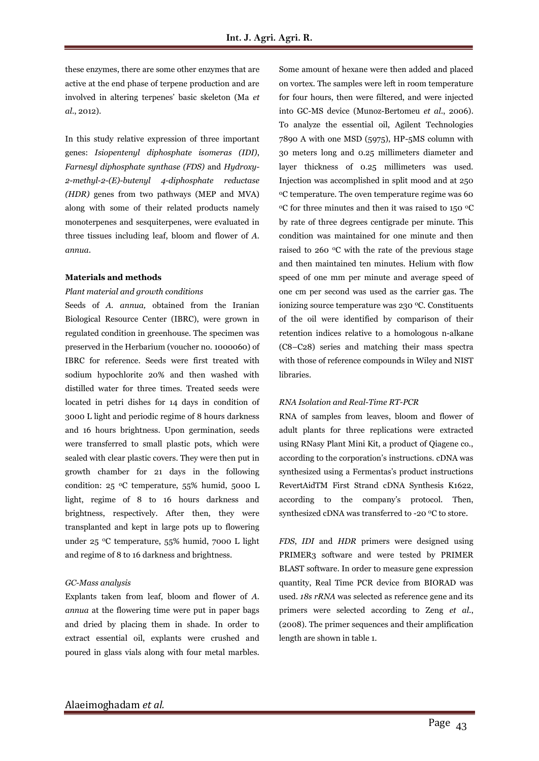these enzymes, there are some other enzymes that are active at the end phase of terpene production and are involved in altering terpenes' basic skeleton (Ma *et al*., 2012).

In this study relative expression of three important genes: *Isiopentenyl diphosphate isomeras (IDI)*, *Farnesyl diphosphate synthase (FDS)* and *Hydroxy-2-methyl-2-(E)-butenyl 4-diphosphate reductase (HDR)* genes from two pathways (MEP and MVA) along with some of their related products namely monoterpenes and sesquiterpenes, were evaluated in three tissues including leaf, bloom and flower of *A. annua*.

## Materials and methods

### *Plant material and growth conditions*

Seeds of *A. annua,* obtained from the Iranian Biological Resource Center (IBRC), were grown in regulated condition in greenhouse. The specimen was preserved in the Herbarium (voucher no. 1000060) of IBRC for reference. Seeds were first treated with sodium hypochlorite 20% and then washed with distilled water for three times. Treated seeds were located in petri dishes for 14 days in condition of 3000 L light and periodic regime of 8 hours darkness and 16 hours brightness. Upon germination, seeds were transferred to small plastic pots, which were sealed with clear plastic covers. They were then put in growth chamber for 21 days in the following condition: 25 $^{o}$C temperature, 55% humid, 5000 L light, regime of 8 to 16 hours darkness and brightness, respectively. After then, they were transplanted and kept in large pots up to flowering under 25 $^{o}$C temperature, 55% humid, 7000 L light and regime of 8 to 16 darkness and brightness.

### *GC-Mass analysis*

Explants taken from leaf, bloom and flower of *A. annua* at the flowering time were put in paper bags and dried by placing them in shade. In order to extract essential oil, explants were crushed and poured in glass vials along with four metal marbles. Some amount of hexane were then added and placed on vortex. The samples were left in room temperature for four hours, then were filtered, and were injected into GC-MS device (Munoz-Bertomeu *et al*., 2006). To analyze the essential oil, Agilent Technologies 7890 A with one MSD (5975), HP-5MS column with 30 meters long and 0.25 millimeters diameter and layer thickness of 0.25 millimeters was used. Injection was accomplished in split mood and at 250 $^{o}$C temperature. The oven temperature regime was 60 $^{o}$C for three minutes and then it was raised to 150 $^{o}$C by rate of three degrees centigrade per minute. This condition was maintained for one minute and then raised to 260 $^{o}$C with the rate of the previous stage and then maintained ten minutes. Helium with flow speed of one mm per minute and average speed of one cm per second was used as the carrier gas. The ionizing source temperature was 230 $^{o}$C. Constituents of the oil were identified by comparison of their retention indices relative to a homologous n-alkane (C8–C28) series and matching their mass spectra with those of reference compounds in Wiley and NIST libraries.

### *RNA Isolation and Real-Time RT-PCR*

RNA of samples from leaves, bloom and flower of adult plants for three replications were extracted using RNasy Plant Mini Kit, a product of Qiagene co., according to the corporation's instructions. cDNA was synthesized using a Fermentas's product instructions RevertAidTM First Strand cDNA Synthesis K1622, according to the company's protocol. Then, synthesized cDNA was transferred to -20 $^{o}$C to store.

*FDS*, *IDI* and *HDR* primers were designed using PRIMER3 software and were tested by PRIMER BLAST software. In order to measure gene expression quantity, Real Time PCR device from BIORAD was used. *18s rRNA* was selected as reference gene and its primers were selected according to Zeng *et al.*, (2008). The primer sequences and their amplification length are shown in table 1.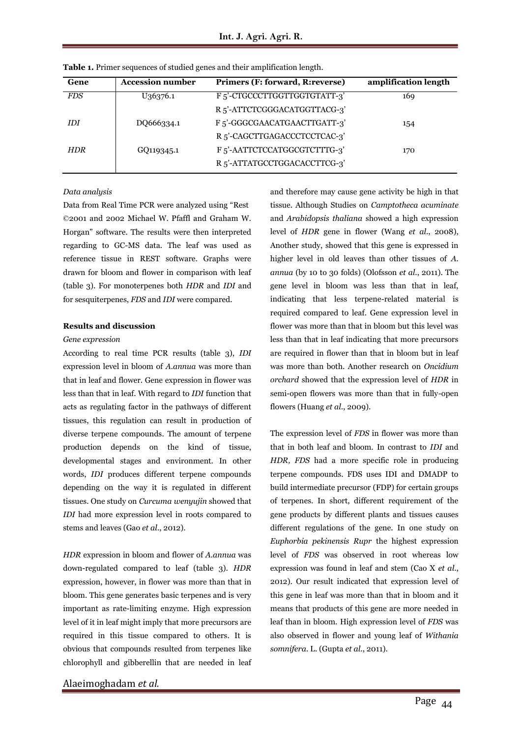**Table 1.** Primer sequences of studied genes and their amplification length.

| Gene | Accession number | Primers (F: forward, R:reverse) | amplification length |
|---|---|---|---|
| *FDS* | U36376.1 | F 5'-CTGCCCTTGGTTGGTGTATT-3' | 169 |
| | | R 5'-ATTCTCGGGACATGGTTACG-3' | |
| *IDI* | DQ666334.1 | F 5'-GGGCGAACATGAACTTGATT-3' | 154 |
| | | R 5'-CAGCTTGAGACCCTCCTCAC-3' | |
| *HDR* | GQ119345.1 | F 5'-AATTCTCCATGGCGTCTTTG-3' | 170 |
| | | R 5'-ATTATGCCTGGACACCTTCG-3' | |

*Data analysis*

Data from Real Time PCR were analyzed using "Rest ©2001 and 2002 Michael W. Pfaffl and Graham W. Horgan" software. The results were then interpreted regarding to GC-MS data. The leaf was used as reference tissue in REST software. Graphs were drawn for bloom and flower in comparison with leaf (table 3). For monoterpenes both *HDR* and *IDI* and for sesquiterpenes, *FDS* and *IDI* were compared.

## Results and discussion

*Gene expression*

According to real time PCR results (table 3), *IDI* expression level in bloom of *A.annua* was more than that in leaf and flower. Gene expression in flower was less than that in leaf. With regard to *IDI* function that acts as regulating factor in the pathways of different tissues, this regulation can result in production of diverse terpene compounds. The amount of terpene production depends on the kind of tissue, developmental stages and environment. In other words, *IDI* produces different terpene compounds depending on the way it is regulated in different tissues. One study on *Curcuma wenyujin* showed that *IDI* had more expression level in roots compared to stems and leaves (Gao *et al*., 2012).

*HDR* expression in bloom and flower of *A.annua* was down-regulated compared to leaf (table 3). *HDR* expression, however, in flower was more than that in bloom. This gene generates basic terpenes and is very important as rate-limiting enzyme. High expression level of it in leaf might imply that more precursors are required in this tissue compared to others. It is obvious that compounds resulted from terpenes like chlorophyll and gibberellin that are needed in leaf and therefore may cause gene activity be high in that tissue. Although Studies on *Camptotheca acuminate* and *Arabidopsis thaliana* showed a high expression level of *HDR* gene in flower (Wang *et al*., 2008), Another study, showed that this gene is expressed in higher level in old leaves than other tissues of *A. annua* (by 10 to 30 folds) (Olofsson *et al*., 2011). The gene level in bloom was less than that in leaf, indicating that less terpene-related material is required compared to leaf. Gene expression level in flower was more than that in bloom but this level was less than that in leaf indicating that more precursors are required in flower than that in bloom but in leaf was more than both. Another research on *Oncidium orchard* showed that the expression level of *HDR* in semi-open flowers was more than that in fully-open flowers (Huang *et al*., 2009).

The expression level of *FDS* in flower was more than that in both leaf and bloom. In contrast to *IDI* and *HDR, FDS* had a more specific role in producing terpene compounds. FDS uses IDI and DMADP to build intermediate precursor (FDP) for certain groups of terpenes. In short, different requirement of the gene products by different plants and tissues causes different regulations of the gene. In one study on *Euphorbia pekinensis Rupr* the highest expression level of *FDS* was observed in root whereas low expression was found in leaf and stem (Cao X *et al*., 2012). Our result indicated that expression level of this gene in leaf was more than that in bloom and it means that products of this gene are more needed in leaf than in bloom. High expression level of *FDS* was also observed in flower and young leaf of *Withania somnifera*. L. (Gupta *et al*., 2011).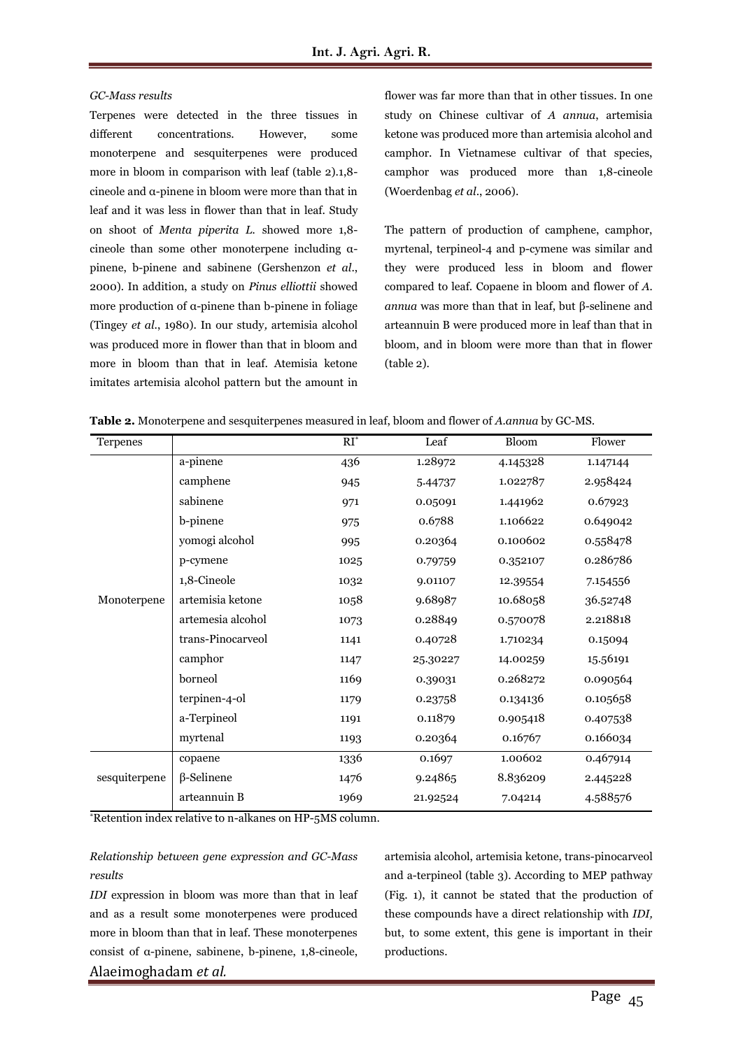*GC-Mass results*

Terpenes were detected in the three tissues in different concentrations. However, some monoterpene and sesquiterpenes were produced more in bloom in comparison with leaf (table 2).1,8-cineole and α-pinene in bloom were more than that in leaf and it was less in flower than that in leaf. Study on shoot of *Menta piperita L.* showed more 1,8-cineole than some other monoterpene including α-pinene, b-pinene and sabinene (Gershenzon *et al*., 2000). In addition, a study on *Pinus elliottii* showed more production of α-pinene than b-pinene in foliage (Tingey *et al*., 1980). In our study, artemisia alcohol was produced more in flower than that in bloom and more in bloom than that in leaf. Atemisia ketone imitates artemisia alcohol pattern but the amount in flower was far more than that in other tissues. In one study on Chinese cultivar of *A annua*, artemisia ketone was produced more than artemisia alcohol and camphor. In Vietnamese cultivar of that species, camphor was produced more than 1,8-cineole (Woerdenbag *et al*., 2006).

The pattern of production of camphene, camphor, myrtenal, terpineol-4 and p-cymene was similar and they were produced less in bloom and flower compared to leaf. Copaene in bloom and flower of *A. annua* was more than that in leaf, but β-selinene and arteannuin B were produced more in leaf than that in bloom, and in bloom were more than that in flower (table 2).

**Table 2.** Monoterpene and sesquiterpenes measured in leaf, bloom and flower of *A.annua* by GC-MS.

| Terpenes | | RI* | Leaf | Bloom | Flower |
|---|---|---|---|---|---|
| Monoterpene | a-pinene | 436 | 1.28972 | 4.145328 | 1.147144 |
| | camphene | 945 | 5.44737 | 1.022787 | 2.958424 |
| | sabinene | 971 | 0.05091 | 1.441962 | 0.67923 |
| | b-pinene | 975 | 0.6788 | 1.106622 | 0.649042 |
| | yomogi alcohol | 995 | 0.20364 | 0.100602 | 0.558478 |
| | p-cymene | 1025 | 0.79759 | 0.352107 | 0.286786 |
| | 1,8-Cineole | 1032 | 9.01107 | 12.39554 | 7.154556 |
| | artemisia ketone | 1058 | 9.68987 | 10.68058 | 36.52748 |
| | artemesia alcohol | 1073 | 0.28849 | 0.570078 | 2.218818 |
| | trans-Pinocarveol | 1141 | 0.40728 | 1.710234 | 0.15094 |
| | camphor | 1147 | 25.30227 | 14.00259 | 15.56191 |
| | borneol | 1169 | 0.39031 | 0.268272 | 0.090564 |
| | terpinen-4-ol | 1179 | 0.23758 | 0.134136 | 0.105658 |
| | a-Terpineol | 1191 | 0.11879 | 0.905418 | 0.407538 |
| | myrtenal | 1193 | 0.20364 | 0.16767 | 0.166034 |
| sesquiterpene | copaene | 1336 | 0.1697 | 1.00602 | 0.467914 |
| | β-Selinene | 1476 | 9.24865 | 8.836209 | 2.445228 |
| | arteannuin B | 1969 | 21.92524 | 7.04214 | 4.588576 |

*Retention index relative to n-alkanes on HP-5MS column.

*Relationship between gene expression and GC-Mass results*

*IDI* expression in bloom was more than that in leaf and as a result some monoterpenes were produced more in bloom than that in leaf. These monoterpenes consist of α-pinene, sabinene, b-pinene, 1,8-cineole, artemisia alcohol, artemisia ketone, trans-pinocarveol and a-terpineol (table 3). According to MEP pathway (Fig. 1), it cannot be stated that the production of these compounds have a direct relationship with *IDI*, but, to some extent, this gene is important in their productions.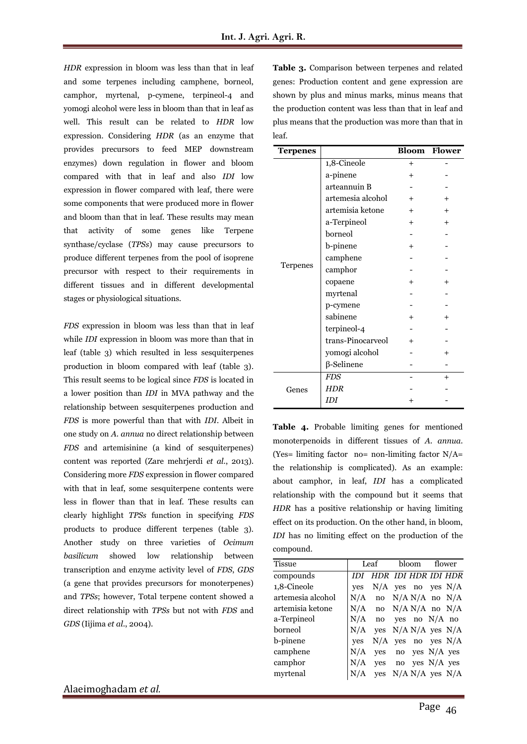*HDR* expression in bloom was less than that in leaf and some terpenes including camphene, borneol, camphor, myrtenal, p-cymene, terpineol-4 and yomogi alcohol were less in bloom than that in leaf as well. This result can be related to *HDR* low expression. Considering *HDR* (as an enzyme that provides precursors to feed MEP downstream enzymes) down regulation in flower and bloom compared with that in leaf and also *IDI* low expression in flower compared with leaf, there were some components that were produced more in flower and bloom than that in leaf. These results may mean that activity of some genes like Terpene synthase/cyclase (*TPSs*) may cause precursors to produce different terpenes from the pool of isoprene precursor with respect to their requirements in different tissues and in different developmental stages or physiological situations.

*FDS* expression in bloom was less than that in leaf while *IDI* expression in bloom was more than that in leaf (table 3) which resulted in less sesquiterpenes production in bloom compared with leaf (table 3). This result seems to be logical since *FDS* is located in a lower position than *IDI* in MVA pathway and the relationship between sesquiterpenes production and *FDS* is more powerful than that with *IDI*. Albeit in one study on *A. annua* no direct relationship between *FDS* and artemisinine (a kind of sesquiterpenes) content was reported (Zare mehrjerdi *et al.*, 2013). Considering more *FDS* expression in flower compared with that in leaf, some sesquiterpene contents were less in flower than that in leaf. These results can clearly highlight *TPSs* function in specifying *FDS* products to produce different terpenes (table 3). Another study on three varieties of *Ocimum basilicum* showed low relationship between transcription and enzyme activity level of *FDS*, *GDS* (a gene that provides precursors for monoterpenes) and *TPSs*; however, Total terpene content showed a direct relationship with *TPSs* but not with *FDS* and *GDS* (Iijima *et al.*, 2004).

**Table 3.** Comparison between terpenes and related genes: Production content and gene expression are shown by plus and minus marks, minus means that the production content was less than that in leaf and plus means that the production was more than that in leaf.

| Terpenes | | Bloom | Flower |
|---|---|---|---|
| Terpenes | 1,8-Cineole | + | - |
| | a-pinene | + | - |
| | arteannuin B | - | - |
| | artemesia alcohol | + | + |
| | artemisia ketone | + | + |
| | a-Terpineol | + | + |
| | borneol | - | - |
| | b-pinene | + | - |
| | camphene | - | - |
| | camphor | - | - |
| | copaene | + | + |
| | myrtenal | - | - |
| | p-cymene | - | - |
| | sabinene | + | + |
| | terpineol-4 | - | - |
| | trans-Pinocarveol | + | - |
| | yomogi alcohol | - | + |
| | β-Selinene | - | - |
| Genes | *FDS* | - | + |
| | *HDR* | - | - |
| | *IDI* | + | - |

**Table 4.** Probable limiting genes for mentioned monoterpenoids in different tissues of *A. annua*. (Yes= limiting factor no= non-limiting factor N/A= the relationship is complicated). As an example: about camphor, in leaf, *IDI* has a complicated relationship with the compound but it seems that *HDR* has a positive relationship or having limiting effect on its production. On the other hand, in bloom, *IDI* has no limiting effect on the production of the compound.

| Tissue | Leaf | | bloom | | flower | |
|---|---|---|---|---|---|---|
| compounds | *IDI* | *HDR* | *IDI* | *HDR* | *IDI* | *HDR* |
| 1,8-Cineole | yes | N/A | yes | no | yes | N/A |
| artemesia alcohol | N/A | no | N/A | N/A | no | N/A |
| artemisia ketone | N/A | no | N/A | N/A | no | N/A |
| a-Terpineol | N/A | no | yes | no | N/A | no |
| borneol | N/A | yes | N/A | N/A | yes | N/A |
| b-pinene | yes | N/A | yes | no | yes | N/A |
| camphene | N/A | yes | no | yes | N/A | yes |
| camphor | N/A | yes | no | yes | N/A | yes |
| myrtenal | N/A | yes | N/A | N/A | yes | N/A |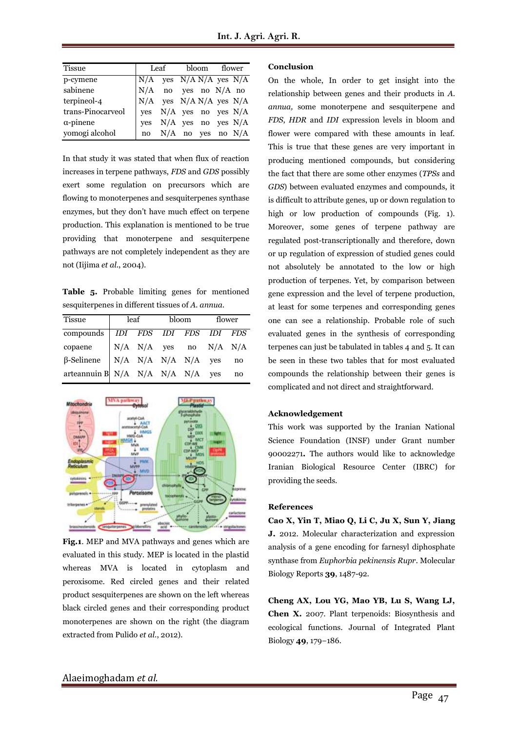| Tissue | Leaf | | bloom | | flower | |
|---|---|---|---|---|---|---|
| p-cymene | N/A | yes | N/A | N/A | yes | N/A |
| sabinene | N/A | no | yes | no | N/A | no |
| terpineol-4 | N/A | yes | N/A | N/A | yes | N/A |
| trans-Pinocarveol | yes | N/A | yes | no | yes | N/A |
| α-pinene | yes | N/A | yes | no | yes | N/A |
| yomogi alcohol | no | N/A | no | yes | no | N/A |

In that study it was stated that when flux of reaction increases in terpene pathways, *FDS* and *GDS* possibly exert some regulation on precursors which are flowing to monoterpenes and sesquiterpenes synthase enzymes, but they don't have much effect on terpene production. This explanation is mentioned to be true providing that monoterpene and sesquiterpene pathways are not completely independent as they are not (Iijima *et al*., 2004).

**Table 5.** Probable limiting genes for mentioned sesquiterpenes in different tissues of *A. annua*.

| Tissue | leaf | | bloom | | flower | |
|---|---|---|---|---|---|---|
| compounds | *IDI* | *FDS* | *IDI* | *FDS* | *IDI* | *FDS* |
| copaene | N/A | N/A | yes | no | N/A | N/A |
| β-Selinene | N/A | N/A | N/A | N/A | yes | no |
| arteannuin B | N/A | N/A | N/A | N/A | yes | no |

**Fig.1**. MEP and MVA pathways and genes which are evaluated in this study. MEP is located in the plastid whereas MVA is located in cytoplasm and peroxisome. Red circled genes and their related product sesquiterpenes are shown on the left whereas black circled genes and their corresponding product monoterpenes are shown on the right (the diagram extracted from Pulido *et al*., 2012).

## Conclusion

On the whole, In order to get insight into the relationship between genes and their products in *A. annua*, some monoterpene and sesquiterpene and *FDS*, *HDR* and *IDI* expression levels in bloom and flower were compared with these amounts in leaf. This is true that these genes are very important in producing mentioned compounds, but considering the fact that there are some other enzymes (*TPSs* and *GDS*) between evaluated enzymes and compounds, it is difficult to attribute genes, up or down regulation to high or low production of compounds (Fig. 1). Moreover, some genes of terpene pathway are regulated post-transcriptionally and therefore, down or up regulation of expression of studied genes could not absolutely be annotated to the low or high production of terpenes. Yet, by comparison between gene expression and the level of terpene production, at least for some terpenes and corresponding genes one can see a relationship. Probable role of such evaluated genes in the synthesis of corresponding terpenes can just be tabulated in tables 4 and 5. It can be seen in these two tables that for most evaluated compounds the relationship between their genes is complicated and not direct and straightforward.

## Acknowledgement

This work was supported by the Iranian National Science Foundation (INSF) under Grant number 90002271**.** The authors would like to acknowledge Iranian Biological Resource Center (IBRC) for providing the seeds.

## References

**Cao X, Yin T, Miao Q, Li C, Ju X, Sun Y, Jiang J.** 2012. Molecular characterization and expression analysis of a gene encoding for farnesyl diphosphate synthase from *Euphorbia pekinensis Rupr*. Molecular Biology Reports **39**, 1487-92.

**Cheng AX, Lou YG, Mao YB, Lu S, Wang LJ, Chen X.** 2007. Plant terpenoids: Biosynthesis and ecological functions. Journal of Integrated Plant Biology **49**, 179–186.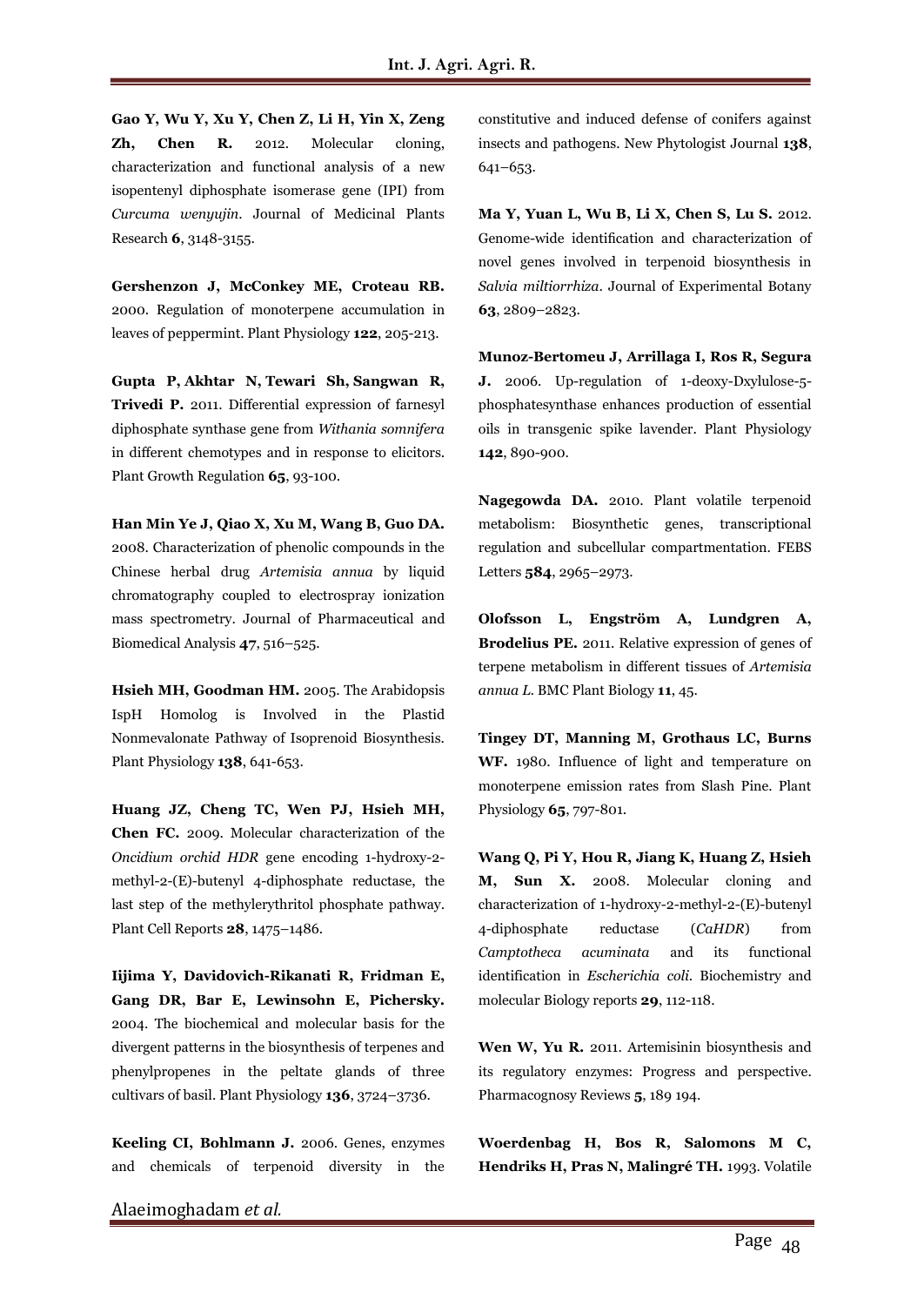**Gao Y, Wu Y, Xu Y, Chen Z, Li H, Yin X, Zeng Zh, Chen R.** 2012. Molecular cloning, characterization and functional analysis of a new isopentenyl diphosphate isomerase gene (IPI) from *Curcuma wenyujin*. Journal of Medicinal Plants Research **6**, 3148-3155.

**Gershenzon J, McConkey ME, Croteau RB.** 2000. Regulation of monoterpene accumulation in leaves of peppermint. Plant Physiology **122**, 205-213.

**Gupta P, Akhtar N, Tewari Sh, Sangwan R, Trivedi P.** 2011. Differential expression of farnesyl diphosphate synthase gene from *Withania somnifera* in different chemotypes and in response to elicitors. Plant Growth Regulation **65**, 93-100.

**Han Min Ye J, Qiao X, Xu M, Wang B, Guo DA.** 2008. Characterization of phenolic compounds in the Chinese herbal drug *Artemisia annua* by liquid chromatography coupled to electrospray ionization mass spectrometry. Journal of Pharmaceutical and Biomedical Analysis **47**, 516–525.

**Hsieh MH, Goodman HM.** 2005. The Arabidopsis IspH Homolog is Involved in the Plastid Nonmevalonate Pathway of Isoprenoid Biosynthesis. Plant Physiology **138**, 641-653.

**Huang JZ, Cheng TC, Wen PJ, Hsieh MH, Chen FC.** 2009. Molecular characterization of the *Oncidium orchid HDR* gene encoding 1-hydroxy-2-methyl-2-(E)-butenyl 4-diphosphate reductase, the last step of the methylerythritol phosphate pathway. Plant Cell Reports **28**, 1475–1486.

**Iijima Y, Davidovich-Rikanati R, Fridman E, Gang DR, Bar E, Lewinsohn E, Pichersky.** 2004. The biochemical and molecular basis for the divergent patterns in the biosynthesis of terpenes and phenylpropenes in the peltate glands of three cultivars of basil. Plant Physiology **136**, 3724–3736.

**Keeling CI, Bohlmann J.** 2006. Genes, enzymes and chemicals of terpenoid diversity in the constitutive and induced defense of conifers against insects and pathogens. New Phytologist Journal **138**, 641–653.

**Ma Y, Yuan L, Wu B, Li X, Chen S, Lu S.** 2012. Genome-wide identification and characterization of novel genes involved in terpenoid biosynthesis in *Salvia miltiorrhiza*. Journal of Experimental Botany **63**, 2809–2823.

**Munoz-Bertomeu J, Arrillaga I, Ros R, Segura J.** 2006. Up-regulation of 1-deoxy-Dxylulose-5-phosphatesynthase enhances production of essential oils in transgenic spike lavender. Plant Physiology **142**, 890-900.

**Nagegowda DA.** 2010. Plant volatile terpenoid metabolism: Biosynthetic genes, transcriptional regulation and subcellular compartmentation. FEBS Letters **584**, 2965–2973.

**Olofsson L, Engström A, Lundgren A, Brodelius PE.** 2011. Relative expression of genes of terpene metabolism in different tissues of *Artemisia annua L*. BMC Plant Biology **11**, 45.

**Tingey DT, Manning M, Grothaus LC, Burns WF.** 1980. Influence of light and temperature on monoterpene emission rates from Slash Pine. Plant Physiology **65**, 797-801.

**Wang Q, Pi Y, Hou R, Jiang K, Huang Z, Hsieh M, Sun X.** 2008. Molecular cloning and characterization of 1-hydroxy-2-methyl-2-(E)-butenyl 4-diphosphate reductase (*CaHDR*) from *Camptotheca acuminata* and its functional identification in *Escherichia coli*. Biochemistry and molecular Biology reports **29**, 112-118.

**Wen W, Yu R.** 2011. Artemisinin biosynthesis and its regulatory enzymes: Progress and perspective. Pharmacognosy Reviews **5**, 189 194.

**Woerdenbag H, Bos R, Salomons M C, Hendriks H, Pras N, Malingré TH.** 1993. Volatile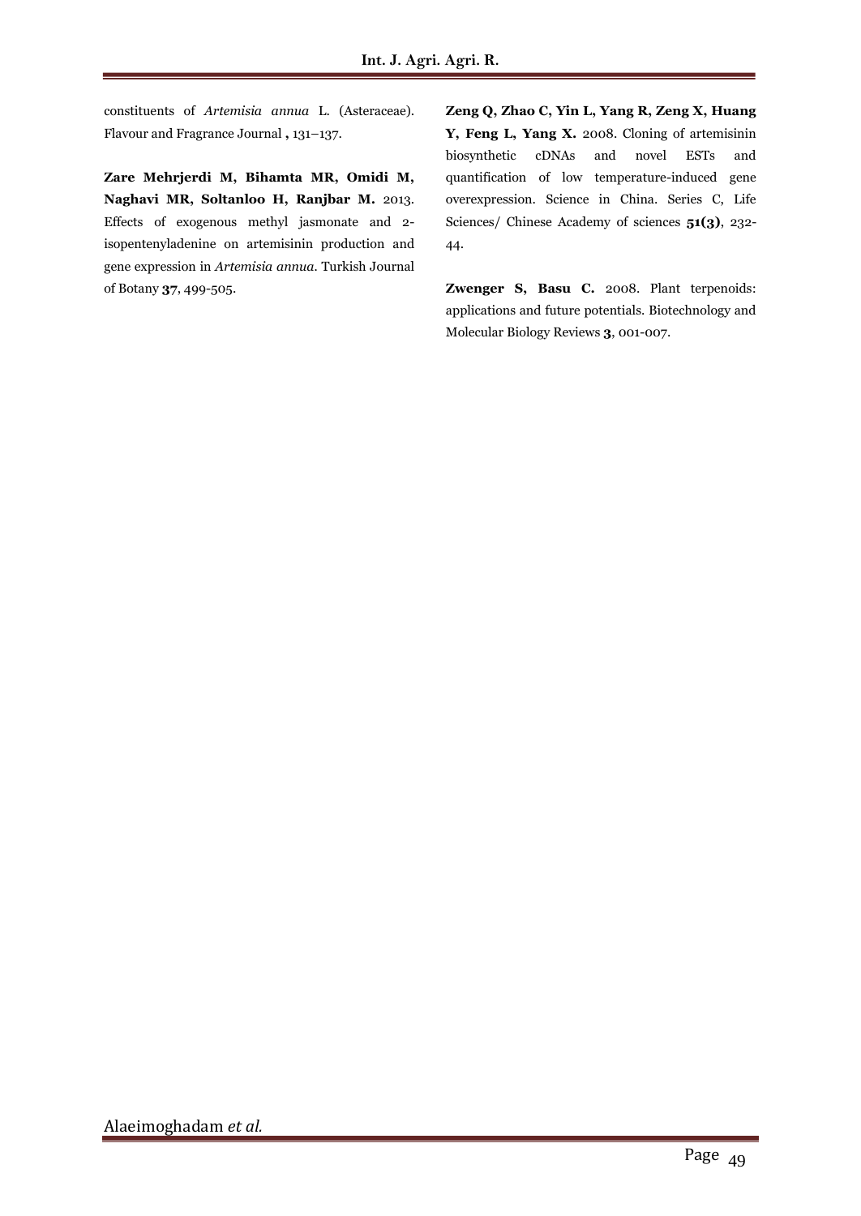constituents of *Artemisia annua* L. (Asteraceae). Flavour and Fragrance Journal **,** 131–137.

**Zare Mehrjerdi M, Bihamta MR, Omidi M, Naghavi MR, Soltanloo H, Ranjbar M.** 2013. Effects of exogenous methyl jasmonate and 2-isopentenyladenine on artemisinin production and gene expression in *Artemisia annua*. Turkish Journal of Botany **37**, 499-505.

**Zeng Q, Zhao C, Yin L, Yang R, Zeng X, Huang Y, Feng L, Yang X.** 2008. Cloning of artemisinin biosynthetic cDNAs and novel ESTs and quantification of low temperature-induced gene overexpression. Science in China. Series C, Life Sciences/ Chinese Academy of sciences **51(3)**, 232-44.

**Zwenger S, Basu C.** 2008. Plant terpenoids: applications and future potentials. Biotechnology and Molecular Biology Reviews **3**, 001-007.